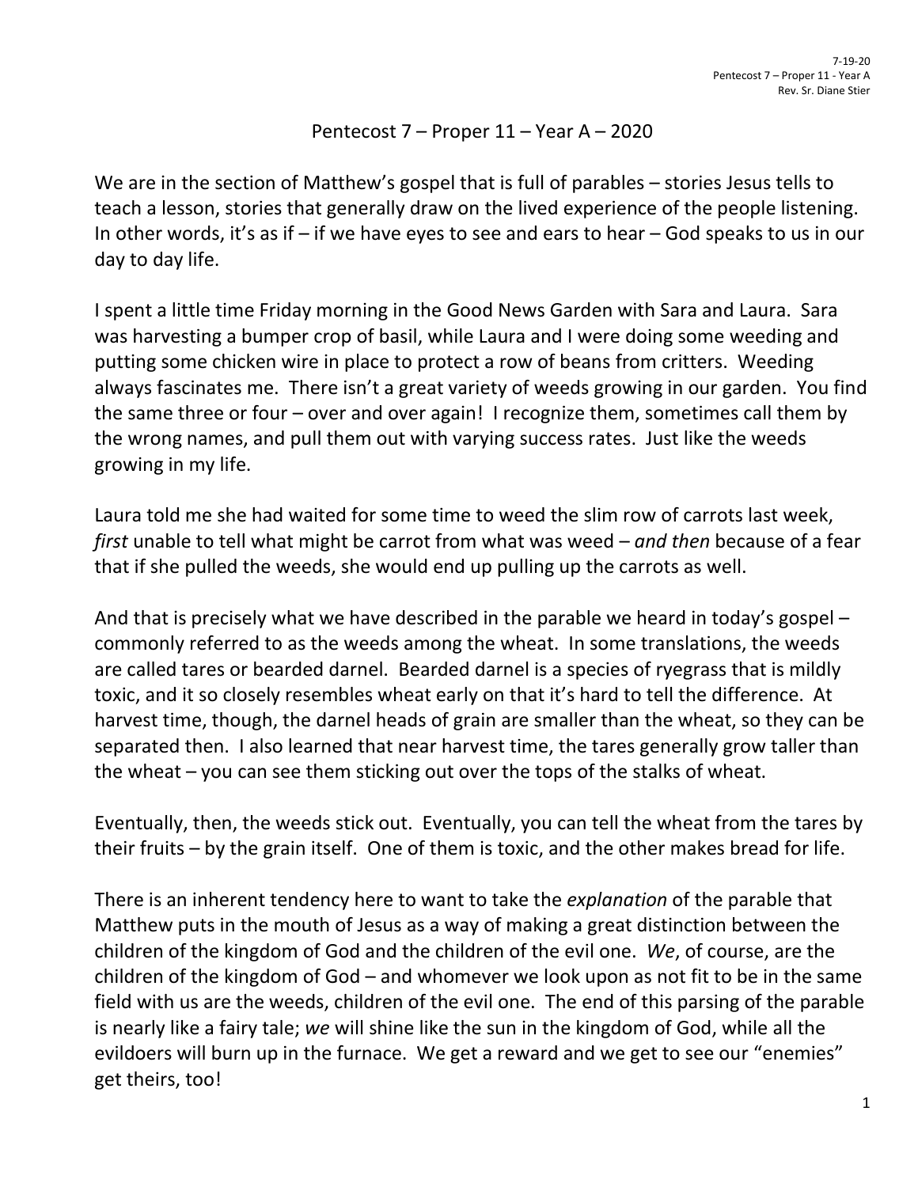# Pentecost 7 – Proper 11 – Year A – 2020

We are in the section of Matthew's gospel that is full of parables – stories Jesus tells to teach a lesson, stories that generally draw on the lived experience of the people listening. In other words, it's as if – if we have eyes to see and ears to hear – God speaks to us in our day to day life.

I spent a little time Friday morning in the Good News Garden with Sara and Laura. Sara was harvesting a bumper crop of basil, while Laura and I were doing some weeding and putting some chicken wire in place to protect a row of beans from critters. Weeding always fascinates me. There isn't a great variety of weeds growing in our garden. You find the same three or four – over and over again! I recognize them, sometimes call them by the wrong names, and pull them out with varying success rates. Just like the weeds growing in my life.

Laura told me she had waited for some time to weed the slim row of carrots last week, *first* unable to tell what might be carrot from what was weed – *and then* because of a fear that if she pulled the weeds, she would end up pulling up the carrots as well.

And that is precisely what we have described in the parable we heard in today's gospel – commonly referred to as the weeds among the wheat. In some translations, the weeds are called tares or bearded darnel. Bearded darnel is a species of ryegrass that is mildly toxic, and it so closely resembles wheat early on that it's hard to tell the difference. At harvest time, though, the darnel heads of grain are smaller than the wheat, so they can be separated then. I also learned that near harvest time, the tares generally grow taller than the wheat – you can see them sticking out over the tops of the stalks of wheat.

Eventually, then, the weeds stick out. Eventually, you can tell the wheat from the tares by their fruits – by the grain itself. One of them is toxic, and the other makes bread for life.

There is an inherent tendency here to want to take the *explanation* of the parable that Matthew puts in the mouth of Jesus as a way of making a great distinction between the children of the kingdom of God and the children of the evil one. *We*, of course, are the children of the kingdom of God – and whomever we look upon as not fit to be in the same field with us are the weeds, children of the evil one. The end of this parsing of the parable is nearly like a fairy tale; *we* will shine like the sun in the kingdom of God, while all the evildoers will burn up in the furnace. We get a reward and we get to see our "enemies" get theirs, too!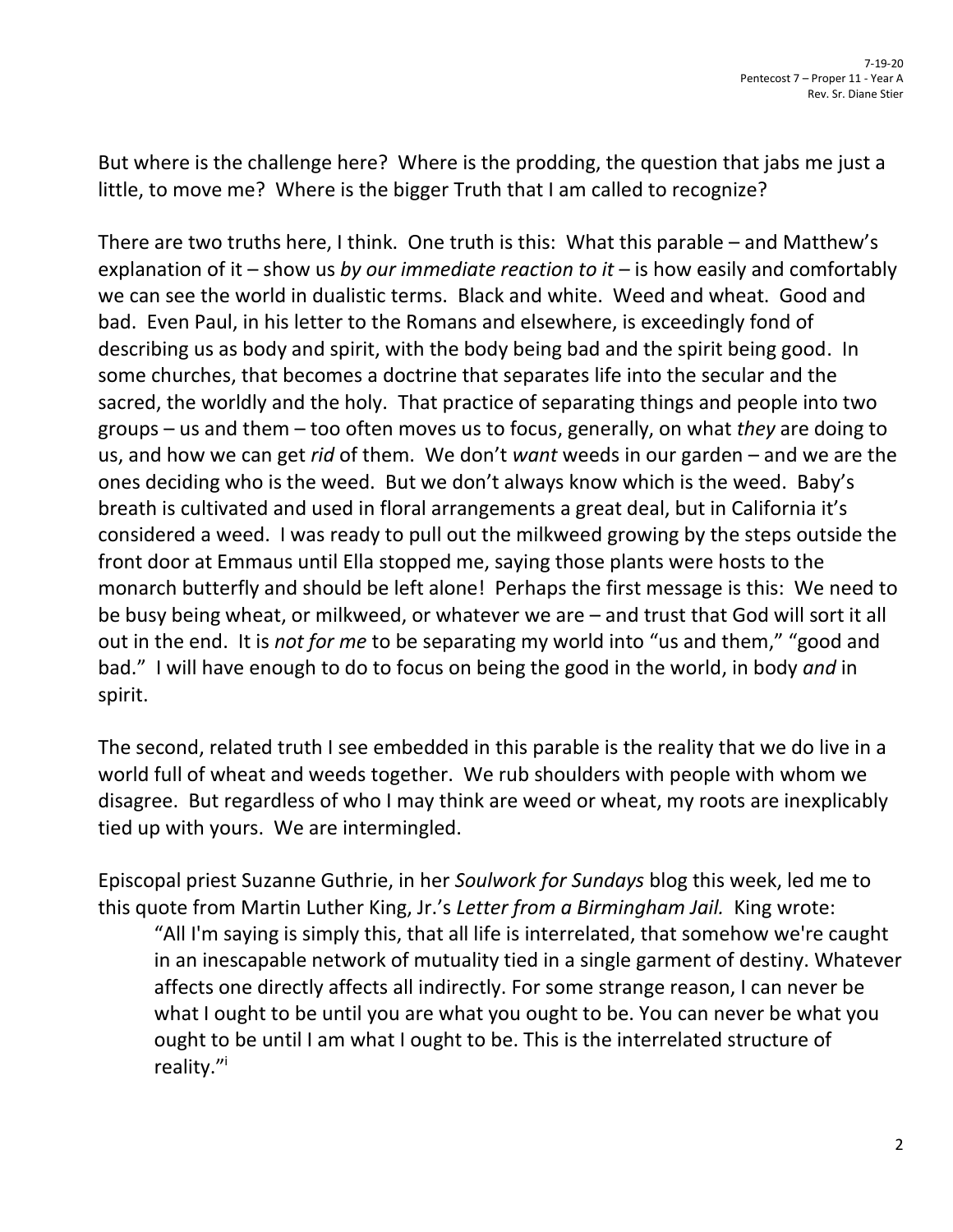But where is the challenge here? Where is the prodding, the question that jabs me just a little, to move me? Where is the bigger Truth that I am called to recognize?

There are two truths here, I think. One truth is this: What this parable – and Matthew's explanation of it – show us *by our immediate reaction to it* – is how easily and comfortably we can see the world in dualistic terms. Black and white. Weed and wheat. Good and bad. Even Paul, in his letter to the Romans and elsewhere, is exceedingly fond of describing us as body and spirit, with the body being bad and the spirit being good. In some churches, that becomes a doctrine that separates life into the secular and the sacred, the worldly and the holy. That practice of separating things and people into two groups – us and them – too often moves us to focus, generally, on what *they* are doing to us, and how we can get *rid* of them. We don't *want* weeds in our garden – and we are the ones deciding who is the weed. But we don't always know which is the weed. Baby's breath is cultivated and used in floral arrangements a great deal, but in California it's considered a weed. I was ready to pull out the milkweed growing by the steps outside the front door at Emmaus until Ella stopped me, saying those plants were hosts to the monarch butterfly and should be left alone! Perhaps the first message is this: We need to be busy being wheat, or milkweed, or whatever we are – and trust that God will sort it all out in the end. It is *not for me* to be separating my world into "us and them," "good and bad." I will have enough to do to focus on being the good in the world, in body *and* in spirit.

The second, related truth I see embedded in this parable is the reality that we do live in a world full of wheat and weeds together. We rub shoulders with people with whom we disagree. But regardless of who I may think are weed or wheat, my roots are inexplicably tied up with yours. We are intermingled.

Episcopal priest Suzanne Guthrie, in her *Soulwork for Sundays* blog this week, led me to this quote from Martin Luther King, Jr.'s *Letter from a Birmingham Jail.* King wrote:

> "All I'm saying is simply this, that all life is interrelated, that somehow we're caught in an inescapable network of mutuality tied in a single garment of destiny. Whatever affects one directly affects all indirectly. For some strange reason, I can never be what I ought to be until you are what you ought to be. You can never be what you ought to be until I am what I ought to be. This is the interrelated structure of reality."[i]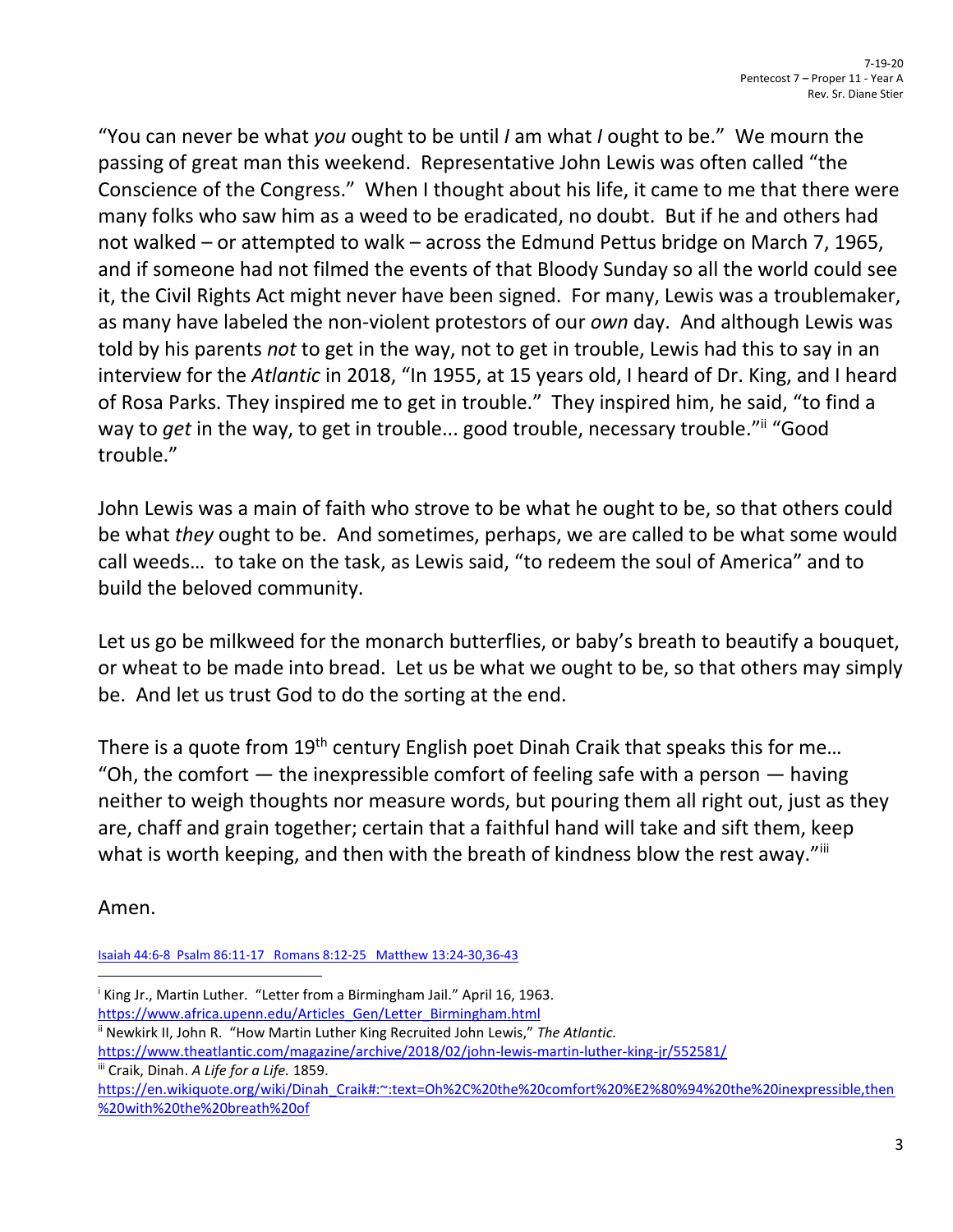"You can never be what *you* ought to be until *I* am what *I* ought to be." We mourn the passing of great man this weekend. Representative John Lewis was often called "the Conscience of the Congress." When I thought about his life, it came to me that there were many folks who saw him as a weed to be eradicated, no doubt. But if he and others had not walked – or attempted to walk – across the Edmund Pettus bridge on March 7, 1965, and if someone had not filmed the events of that Bloody Sunday so all the world could see it, the Civil Rights Act might never have been signed. For many, Lewis was a troublemaker, as many have labeled the non-violent protestors of our *own* day. And although Lewis was told by his parents *not* to get in the way, not to get in trouble, Lewis had this to say in an interview for the *Atlantic* in 2018, "In 1955, at 15 years old, I heard of Dr. King, and I heard of Rosa Parks. They inspired me to get in trouble." They inspired him, he said, "to find a way to *get* in the way, to get in trouble... good trouble, necessary trouble."[ii] "Good trouble."

John Lewis was a main of faith who strove to be what he ought to be, so that others could be what *they* ought to be. And sometimes, perhaps, we are called to be what some would call weeds… to take on the task, as Lewis said, "to redeem the soul of America" and to build the beloved community.

Let us go be milkweed for the monarch butterflies, or baby's breath to beautify a bouquet, or wheat to be made into bread. Let us be what we ought to be, so that others may simply be. And let us trust God to do the sorting at the end.

There is a quote from 19th century English poet Dinah Craik that speaks this for me… "Oh, the comfort — the inexpressible comfort of feeling safe with a person — having neither to weigh thoughts nor measure words, but pouring them all right out, just as they are, chaff and grain together; certain that a faithful hand will take and sift them, keep what is worth keeping, and then with the breath of kindness blow the rest away."[iii]

Amen.

Isaiah 44:6-8 Psalm 86:11-17 Romans 8:12-25 Matthew 13:24-30,36-43

---

[i] King Jr., Martin Luther. "Letter from a Birmingham Jail." April 16, 1963. https://www.africa.upenn.edu/Articles_Gen/Letter_Birmingham.html

[ii] Newkirk II, John R. "How Martin Luther King Recruited John Lewis," *The Atlantic.* https://www.theatlantic.com/magazine/archive/2018/02/john-lewis-martin-luther-king-jr/552581/

[iii] Craik, Dinah. *A Life for a Life.* 1859. https://en.wikiquote.org/wiki/Dinah_Craik#:~:text=Oh%2C%20the%20comfort%20%E2%80%94%20the%20inexpressible,then%20with%20the%20breath%20of